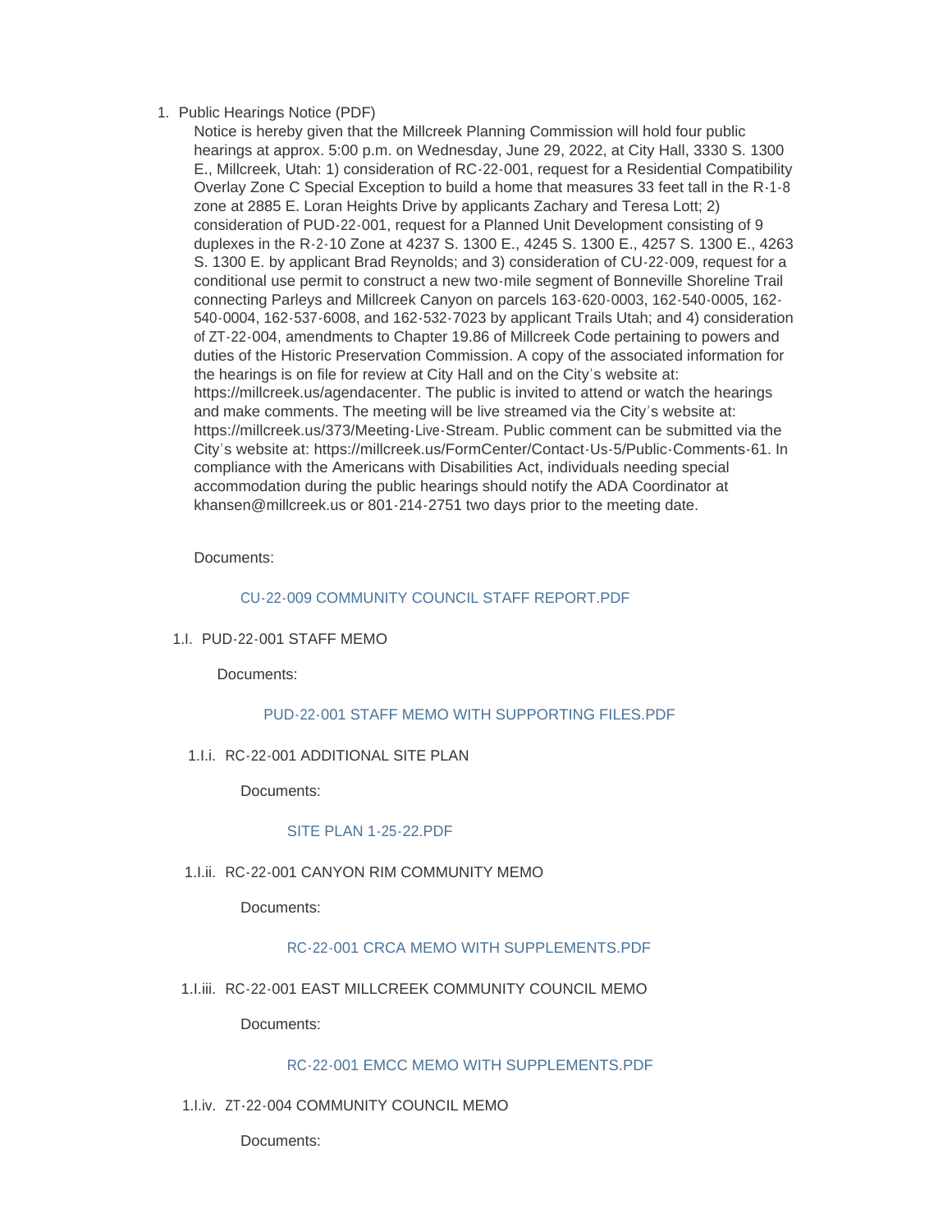1. Public Hearings Notice (PDF)

   Notice is hereby given that the Millcreek Planning Commission will hold four public hearings at approx. 5:00 p.m. on Wednesday, June 29, 2022, at City Hall, 3330 S. 1300 E., Millcreek, Utah: 1) consideration of RC-22-001, request for a Residential Compatibility Overlay Zone C Special Exception to build a home that measures 33 feet tall in the R-1-8 zone at 2885 E. Loran Heights Drive by applicants Zachary and Teresa Lott; 2) consideration of PUD-22-001, request for a Planned Unit Development consisting of 9 duplexes in the R-2-10 Zone at 4237 S. 1300 E., 4245 S. 1300 E., 4257 S. 1300 E., 4263 S. 1300 E. by applicant Brad Reynolds; and 3) consideration of CU-22-009, request for a conditional use permit to construct a new two-mile segment of Bonneville Shoreline Trail connecting Parleys and Millcreek Canyon on parcels 163-620-0003, 162-540-0005, 162-540-0004, 162-537-6008, and 162-532-7023 by applicant Trails Utah; and 4) consideration of ZT-22-004, amendments to Chapter 19.86 of Millcreek Code pertaining to powers and duties of the Historic Preservation Commission. A copy of the associated information for the hearings is on file for review at City Hall and on the City's website at: https://millcreek.us/agendacenter. The public is invited to attend or watch the hearings and make comments. The meeting will be live streamed via the City's website at: https://millcreek.us/373/Meeting-Live-Stream. Public comment can be submitted via the City's website at: https://millcreek.us/FormCenter/Contact-Us-5/Public-Comments-61. In compliance with the Americans with Disabilities Act, individuals needing special accommodation during the public hearings should notify the ADA Coordinator at khansen@millcreek.us or 801-214-2751 two days prior to the meeting date.

   Documents:

   CU-22-009 COMMUNITY COUNCIL STAFF REPORT.PDF

   1.I. PUD-22-001 STAFF MEMO

      Documents:

      PUD-22-001 STAFF MEMO WITH SUPPORTING FILES.PDF

      1.I.i. RC-22-001 ADDITIONAL SITE PLAN

         Documents:

         SITE PLAN 1-25-22.PDF

      1.I.ii. RC-22-001 CANYON RIM COMMUNITY MEMO

         Documents:

         RC-22-001 CRCA MEMO WITH SUPPLEMENTS.PDF

      1.I.iii. RC-22-001 EAST MILLCREEK COMMUNITY COUNCIL MEMO

         Documents:

         RC-22-001 EMCC MEMO WITH SUPPLEMENTS.PDF

      1.I.iv. ZT-22-004 COMMUNITY COUNCIL MEMO

         Documents: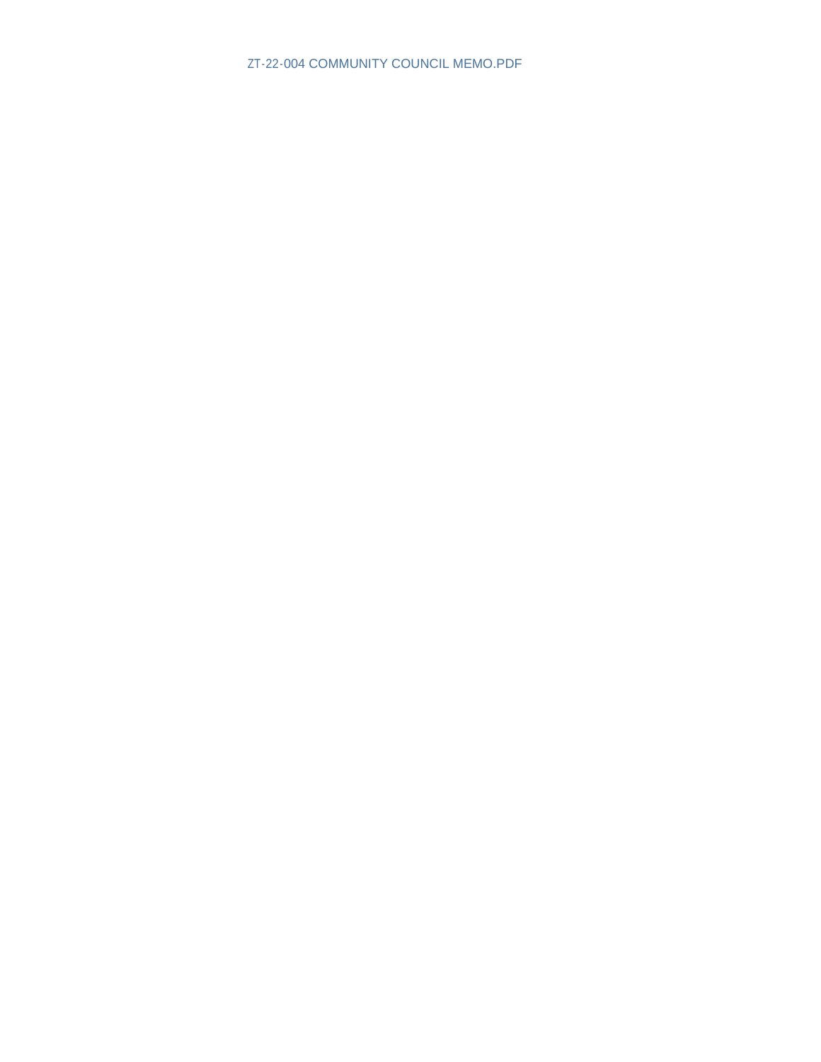ZT-22-004 COMMUNITY COUNCIL MEMO.PDF